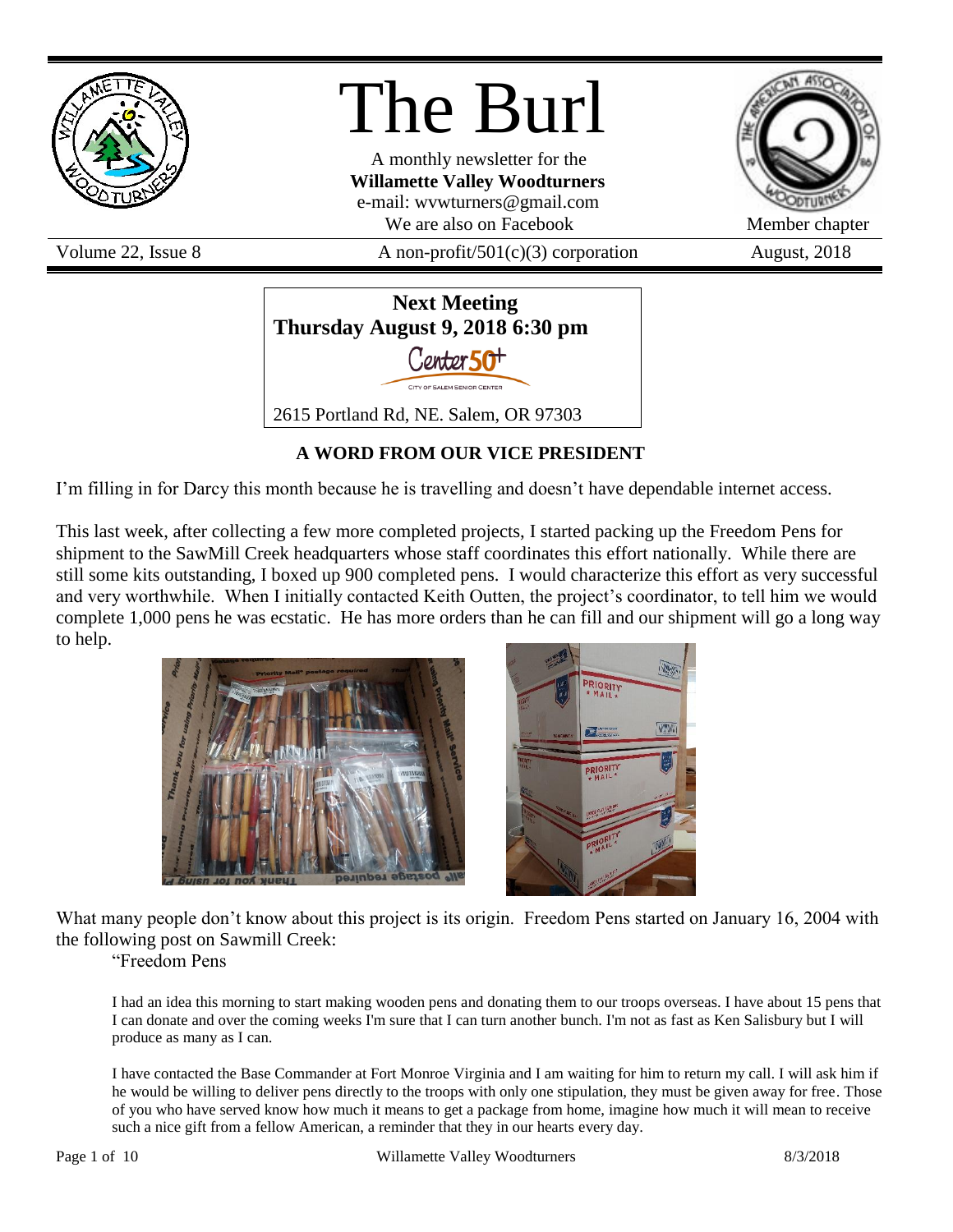# The Burl

A monthly newsletter for the
**Willamette Valley Woodturners**
e-mail: wvwturners@gmail.com
We are also on Facebook

Member chapter

Volume 22, Issue 8 | A non-profit/501(c)(3) corporation | August, 2018

**Next Meeting**
**Thursday August 9, 2018 6:30 pm**

Center 50+
CITY OF SALEM SENIOR CENTER

2615 Portland Rd, NE. Salem, OR 97303

## A WORD FROM OUR VICE PRESIDENT

I'm filling in for Darcy this month because he is travelling and doesn't have dependable internet access.

This last week, after collecting a few more completed projects, I started packing up the Freedom Pens for shipment to the SawMill Creek headquarters whose staff coordinates this effort nationally. While there are still some kits outstanding, I boxed up 900 completed pens. I would characterize this effort as very successful and very worthwhile. When I initially contacted Keith Outten, the project's coordinator, to tell him we would complete 1,000 pens he was ecstatic. He has more orders than he can fill and our shipment will go a long way to help.

What many people don't know about this project is its origin. Freedom Pens started on January 16, 2004 with the following post on Sawmill Creek:

> "Freedom Pens
>
> I had an idea this morning to start making wooden pens and donating them to our troops overseas. I have about 15 pens that I can donate and over the coming weeks I'm sure that I can turn another bunch. I'm not as fast as Ken Salisbury but I will produce as many as I can.
>
> I have contacted the Base Commander at Fort Monroe Virginia and I am waiting for him to return my call. I will ask him if he would be willing to deliver pens directly to the troops with only one stipulation, they must be given away for free. Those of you who have served know how much it means to get a package from home, imagine how much it will mean to receive such a nice gift from a fellow American, a reminder that they in our hearts every day.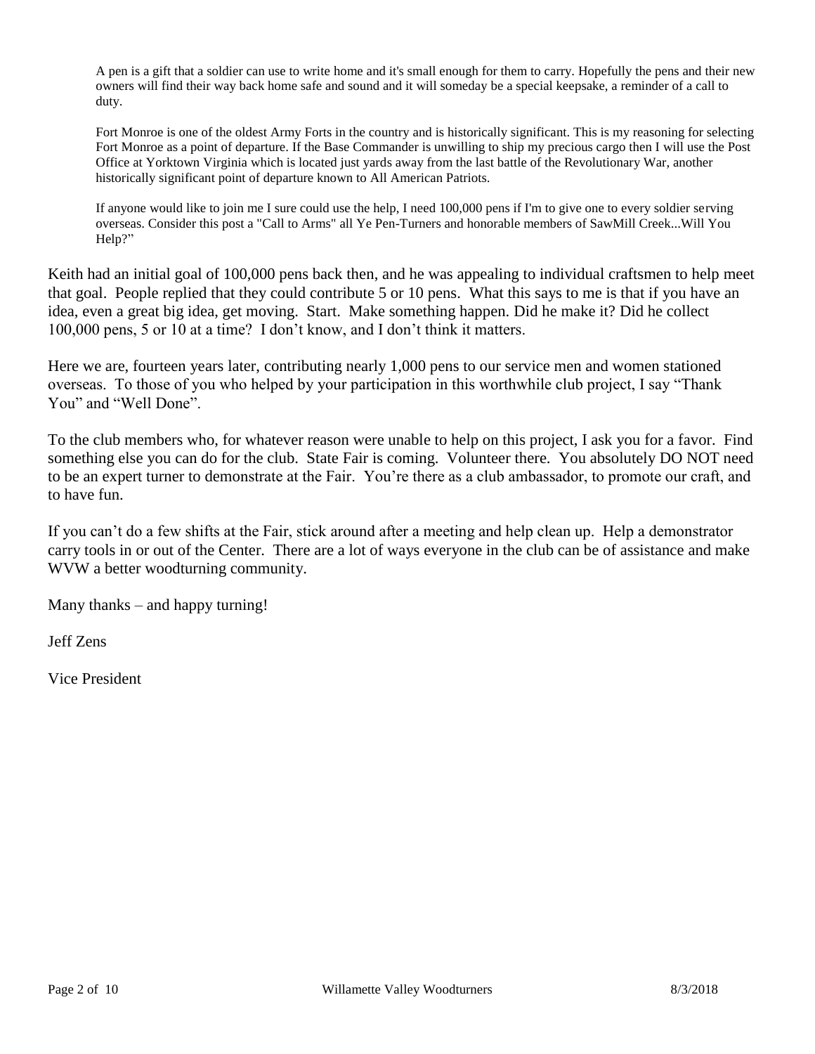> A pen is a gift that a soldier can use to write home and it's small enough for them to carry. Hopefully the pens and their new owners will find their way back home safe and sound and it will someday be a special keepsake, a reminder of a call to duty.
>
> Fort Monroe is one of the oldest Army Forts in the country and is historically significant. This is my reasoning for selecting Fort Monroe as a point of departure. If the Base Commander is unwilling to ship my precious cargo then I will use the Post Office at Yorktown Virginia which is located just yards away from the last battle of the Revolutionary War, another historically significant point of departure known to All American Patriots.
>
> If anyone would like to join me I sure could use the help, I need 100,000 pens if I'm to give one to every soldier serving overseas. Consider this post a "Call to Arms" all Ye Pen-Turners and honorable members of SawMill Creek...Will You Help?"

Keith had an initial goal of 100,000 pens back then, and he was appealing to individual craftsmen to help meet that goal. People replied that they could contribute 5 or 10 pens. What this says to me is that if you have an idea, even a great big idea, get moving. Start. Make something happen. Did he make it? Did he collect 100,000 pens, 5 or 10 at a time? I don't know, and I don't think it matters.

Here we are, fourteen years later, contributing nearly 1,000 pens to our service men and women stationed overseas. To those of you who helped by your participation in this worthwhile club project, I say "Thank You" and "Well Done".

To the club members who, for whatever reason were unable to help on this project, I ask you for a favor. Find something else you can do for the club. State Fair is coming. Volunteer there. You absolutely DO NOT need to be an expert turner to demonstrate at the Fair. You're there as a club ambassador, to promote our craft, and to have fun.

If you can't do a few shifts at the Fair, stick around after a meeting and help clean up. Help a demonstrator carry tools in or out of the Center. There are a lot of ways everyone in the club can be of assistance and make WVW a better woodturning community.

Many thanks – and happy turning!

Jeff Zens

Vice President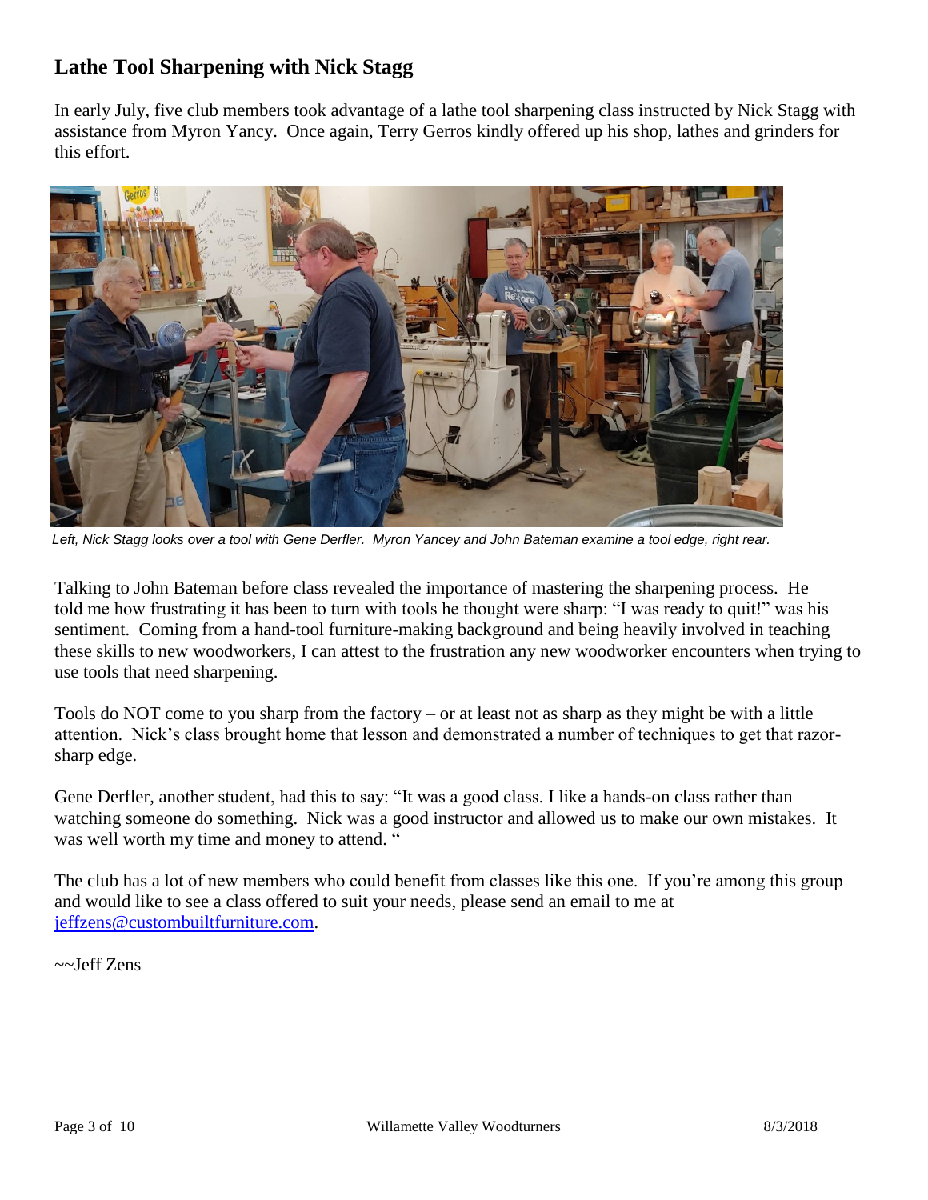## Lathe Tool Sharpening with Nick Stagg

In early July, five club members took advantage of a lathe tool sharpening class instructed by Nick Stagg with assistance from Myron Yancy. Once again, Terry Gerros kindly offered up his shop, lathes and grinders for this effort.

*Left, Nick Stagg looks over a tool with Gene Derfler. Myron Yancey and John Bateman examine a tool edge, right rear.*

Talking to John Bateman before class revealed the importance of mastering the sharpening process. He told me how frustrating it has been to turn with tools he thought were sharp: "I was ready to quit!" was his sentiment. Coming from a hand-tool furniture-making background and being heavily involved in teaching these skills to new woodworkers, I can attest to the frustration any new woodworker encounters when trying to use tools that need sharpening.

Tools do NOT come to you sharp from the factory – or at least not as sharp as they might be with a little attention. Nick's class brought home that lesson and demonstrated a number of techniques to get that razor-sharp edge.

Gene Derfler, another student, had this to say: "It was a good class. I like a hands-on class rather than watching someone do something. Nick was a good instructor and allowed us to make our own mistakes. It was well worth my time and money to attend. "

The club has a lot of new members who could benefit from classes like this one. If you're among this group and would like to see a class offered to suit your needs, please send an email to me at jeffzens@custombuiltfurniture.com.

~~Jeff Zens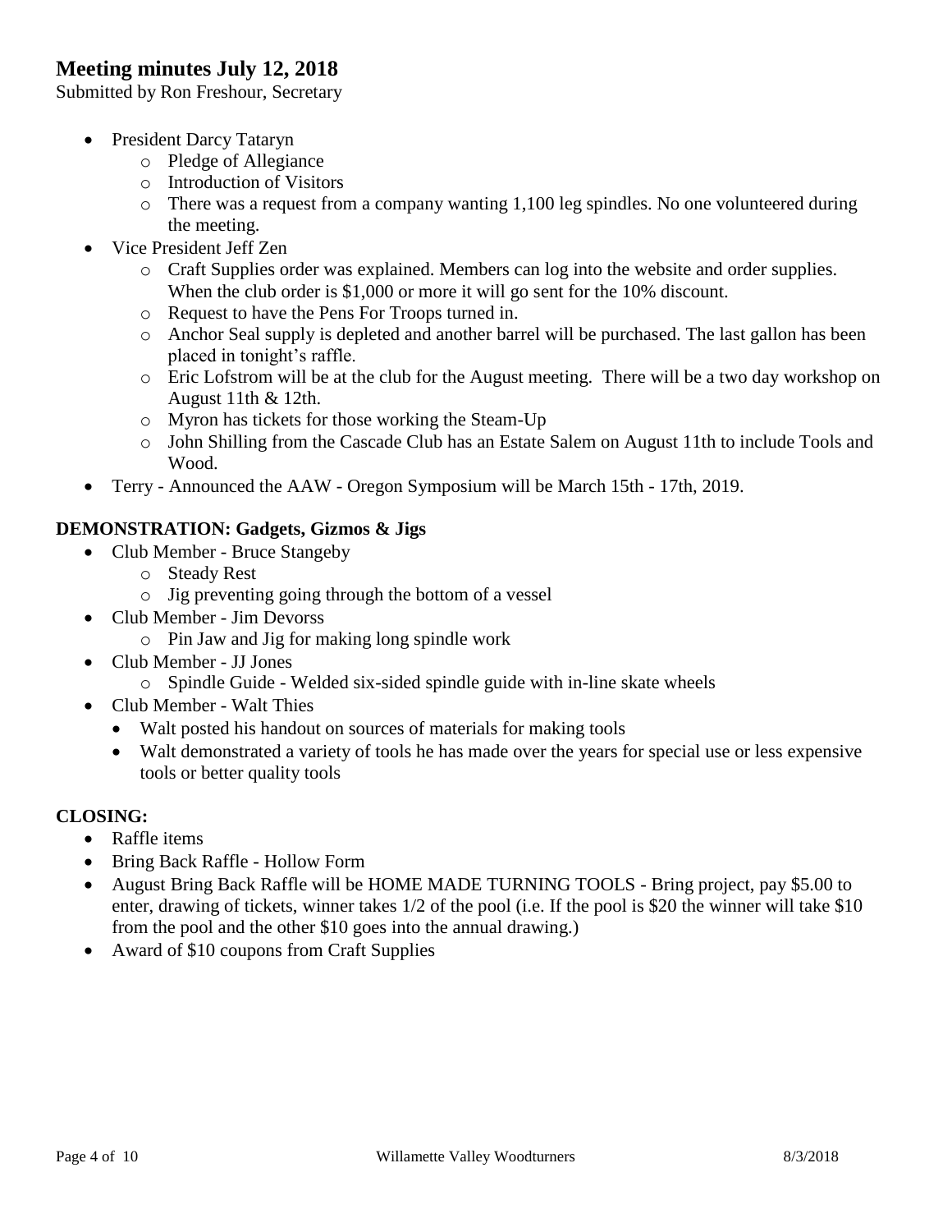## Meeting minutes July 12, 2018

Submitted by Ron Freshour, Secretary

- President Darcy Tataryn
  - Pledge of Allegiance
  - Introduction of Visitors
  - There was a request from a company wanting 1,100 leg spindles. No one volunteered during the meeting.
- Vice President Jeff Zen
  - Craft Supplies order was explained. Members can log into the website and order supplies. When the club order is $1,000 or more it will go sent for the 10% discount.
  - Request to have the Pens For Troops turned in.
  - Anchor Seal supply is depleted and another barrel will be purchased. The last gallon has been placed in tonight's raffle.
  - Eric Lofstrom will be at the club for the August meeting. There will be a two day workshop on August 11th & 12th.
  - Myron has tickets for those working the Steam-Up
  - John Shilling from the Cascade Club has an Estate Salem on August 11th to include Tools and Wood.
- Terry - Announced the AAW - Oregon Symposium will be March 15th - 17th, 2019.

**DEMONSTRATION: Gadgets, Gizmos & Jigs**

- Club Member - Bruce Stangeby
  - Steady Rest
  - Jig preventing going through the bottom of a vessel
- Club Member - Jim Devorss
  - Pin Jaw and Jig for making long spindle work
- Club Member - JJ Jones
  - Spindle Guide - Welded six-sided spindle guide with in-line skate wheels
- Club Member - Walt Thies
  - Walt posted his handout on sources of materials for making tools
  - Walt demonstrated a variety of tools he has made over the years for special use or less expensive tools or better quality tools

**CLOSING:**

- Raffle items
- Bring Back Raffle - Hollow Form
- August Bring Back Raffle will be HOME MADE TURNING TOOLS - Bring project, pay $5.00 to enter, drawing of tickets, winner takes 1/2 of the pool (i.e. If the pool is $20 the winner will take $10 from the pool and the other $10 goes into the annual drawing.)
- Award of $10 coupons from Craft Supplies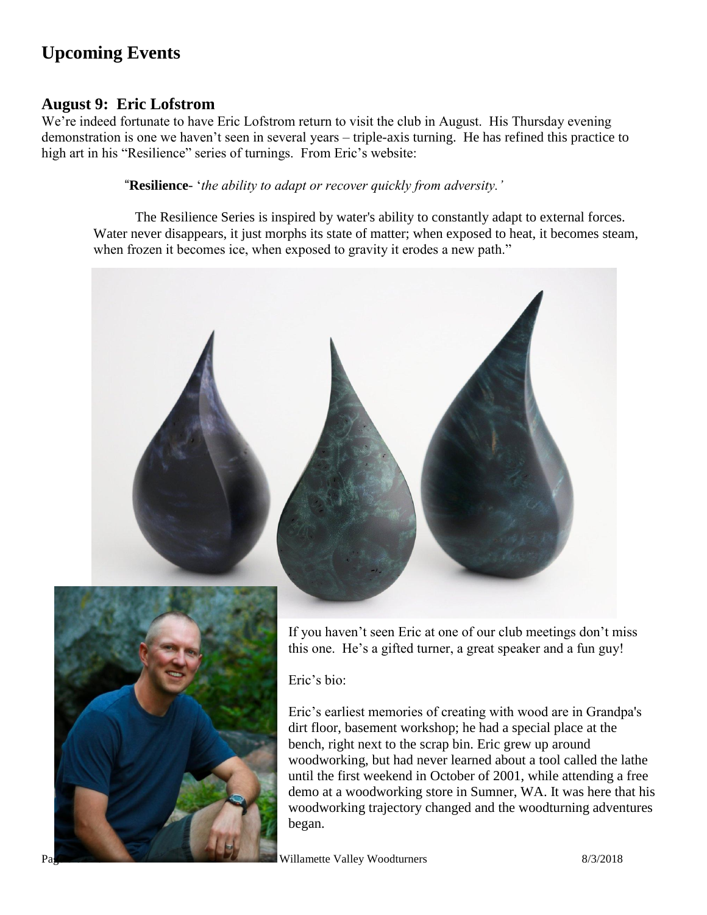# Upcoming Events

## August 9: Eric Lofstrom

We're indeed fortunate to have Eric Lofstrom return to visit the club in August. His Thursday evening demonstration is one we haven't seen in several years – triple-axis turning. He has refined this practice to high art in his "Resilience" series of turnings. From Eric's website:

> "**Resilience**- '*the ability to adapt or recover quickly from adversity.'*
>
> The Resilience Series is inspired by water's ability to constantly adapt to external forces. Water never disappears, it just morphs its state of matter; when exposed to heat, it becomes steam, when frozen it becomes ice, when exposed to gravity it erodes a new path."

If you haven't seen Eric at one of our club meetings don't miss this one. He's a gifted turner, a great speaker and a fun guy!

Eric's bio:

Eric's earliest memories of creating with wood are in Grandpa's dirt floor, basement workshop; he had a special place at the bench, right next to the scrap bin. Eric grew up around woodworking, but had never learned about a tool called the lathe until the first weekend in October of 2001, while attending a free demo at a woodworking store in Sumner, WA. It was here that his woodworking trajectory changed and the woodturning adventures began.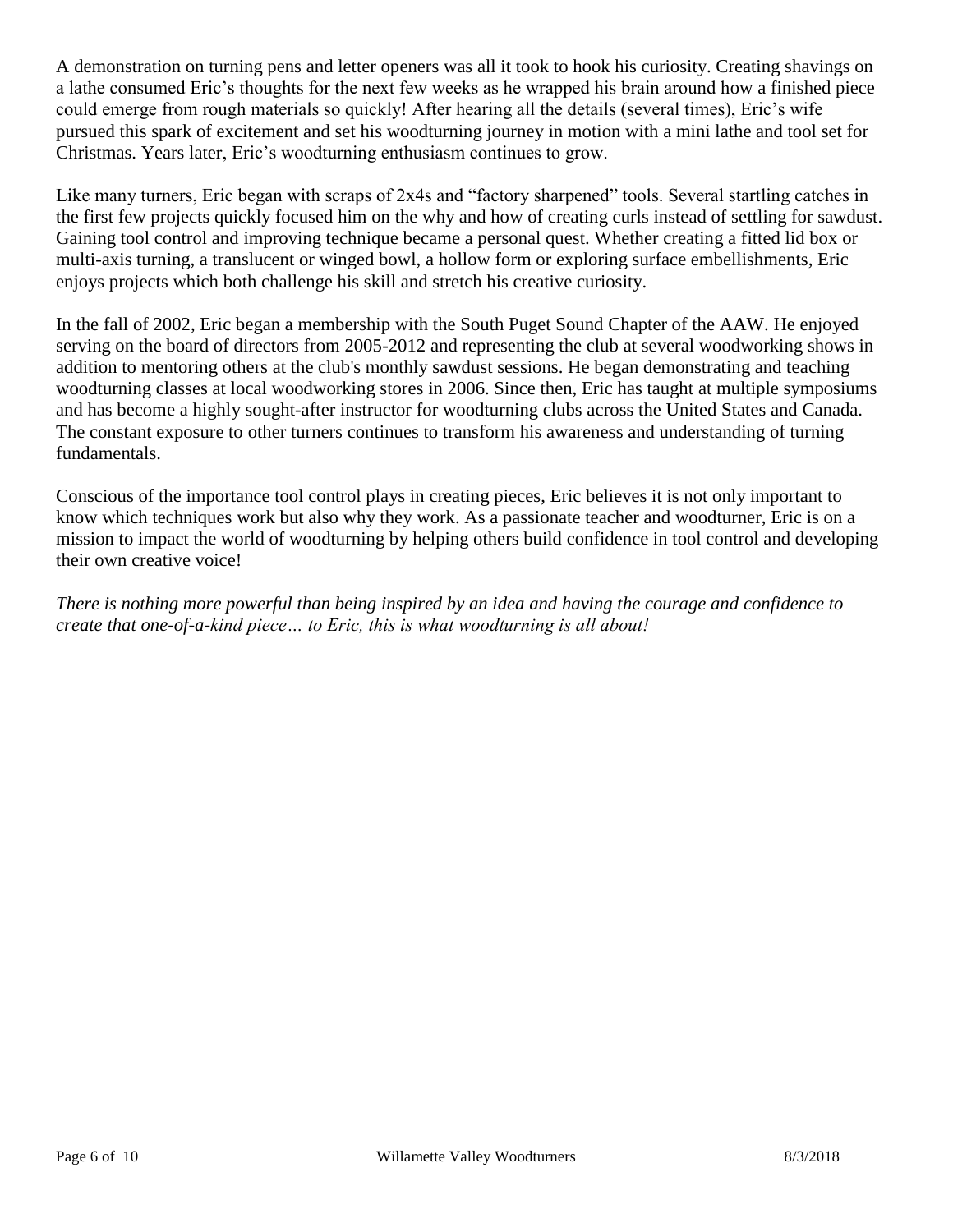A demonstration on turning pens and letter openers was all it took to hook his curiosity. Creating shavings on a lathe consumed Eric's thoughts for the next few weeks as he wrapped his brain around how a finished piece could emerge from rough materials so quickly! After hearing all the details (several times), Eric's wife pursued this spark of excitement and set his woodturning journey in motion with a mini lathe and tool set for Christmas. Years later, Eric's woodturning enthusiasm continues to grow.

Like many turners, Eric began with scraps of 2x4s and "factory sharpened" tools. Several startling catches in the first few projects quickly focused him on the why and how of creating curls instead of settling for sawdust. Gaining tool control and improving technique became a personal quest. Whether creating a fitted lid box or multi-axis turning, a translucent or winged bowl, a hollow form or exploring surface embellishments, Eric enjoys projects which both challenge his skill and stretch his creative curiosity.

In the fall of 2002, Eric began a membership with the South Puget Sound Chapter of the AAW. He enjoyed serving on the board of directors from 2005-2012 and representing the club at several woodworking shows in addition to mentoring others at the club's monthly sawdust sessions. He began demonstrating and teaching woodturning classes at local woodworking stores in 2006. Since then, Eric has taught at multiple symposiums and has become a highly sought-after instructor for woodturning clubs across the United States and Canada. The constant exposure to other turners continues to transform his awareness and understanding of turning fundamentals.

Conscious of the importance tool control plays in creating pieces, Eric believes it is not only important to know which techniques work but also why they work. As a passionate teacher and woodturner, Eric is on a mission to impact the world of woodturning by helping others build confidence in tool control and developing their own creative voice!

*There is nothing more powerful than being inspired by an idea and having the courage and confidence to create that one-of-a-kind piece… to Eric, this is what woodturning is all about!*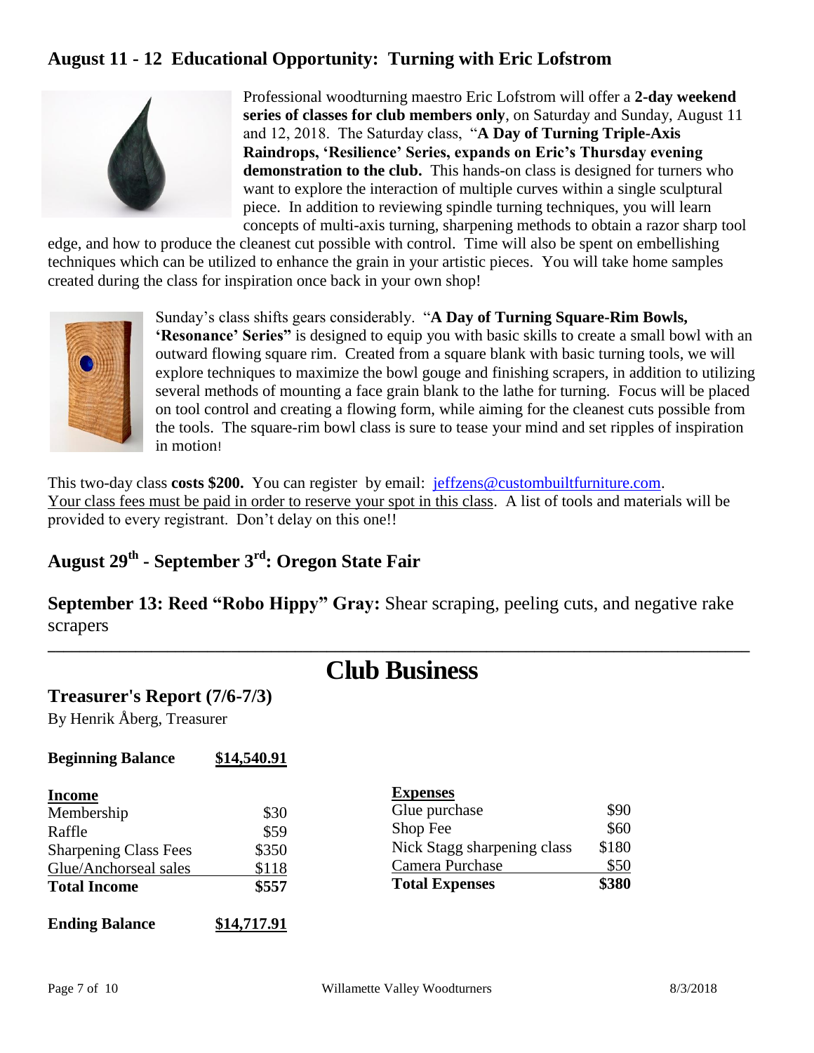## August 11 - 12 Educational Opportunity: Turning with Eric Lofstrom

Professional woodturning maestro Eric Lofstrom will offer a **2-day weekend series of classes for club members only**, on Saturday and Sunday, August 11 and 12, 2018. The Saturday class, "**A Day of Turning Triple-Axis Raindrops, 'Resilience' Series, expands on Eric's Thursday evening demonstration to the club.** This hands-on class is designed for turners who want to explore the interaction of multiple curves within a single sculptural piece. In addition to reviewing spindle turning techniques, you will learn concepts of multi-axis turning, sharpening methods to obtain a razor sharp tool edge, and how to produce the cleanest cut possible with control. Time will also be spent on embellishing techniques which can be utilized to enhance the grain in your artistic pieces. You will take home samples created during the class for inspiration once back in your own shop!

Sunday's class shifts gears considerably. "**A Day of Turning Square-Rim Bowls, 'Resonance' Series"** is designed to equip you with basic skills to create a small bowl with an outward flowing square rim. Created from a square blank with basic turning tools, we will explore techniques to maximize the bowl gouge and finishing scrapers, in addition to utilizing several methods of mounting a face grain blank to the lathe for turning. Focus will be placed on tool control and creating a flowing form, while aiming for the cleanest cuts possible from the tools. The square-rim bowl class is sure to tease your mind and set ripples of inspiration in motion!

This two-day class **costs $200.** You can register by email: jeffzens@custombuiltfurniture.com. Your class fees must be paid in order to reserve your spot in this class. A list of tools and materials will be provided to every registrant. Don't delay on this one!!

## August 29th - September 3rd: Oregon State Fair

**September 13: Reed "Robo Hippy" Gray:** Shear scraping, peeling cuts, and negative rake scrapers

---

# Club Business

## Treasurer's Report (7/6-7/3)

By Henrik Åberg, Treasurer

**Beginning Balance** **$14,540.91**

| **Income** | |
|---|---|
| Membership | $30 |
| Raffle | $59 |
| Sharpening Class Fees | $350 |
| Glue/Anchorseal sales | $118 |
| **Total Income** | **$557** |

| **Expenses** | |
|---|---|
| Glue purchase | $90 |
| Shop Fee | $60 |
| Nick Stagg sharpening class | $180 |
| Camera Purchase | $50 |
| **Total Expenses** | **$380** |

**Ending Balance** **$14,717.91**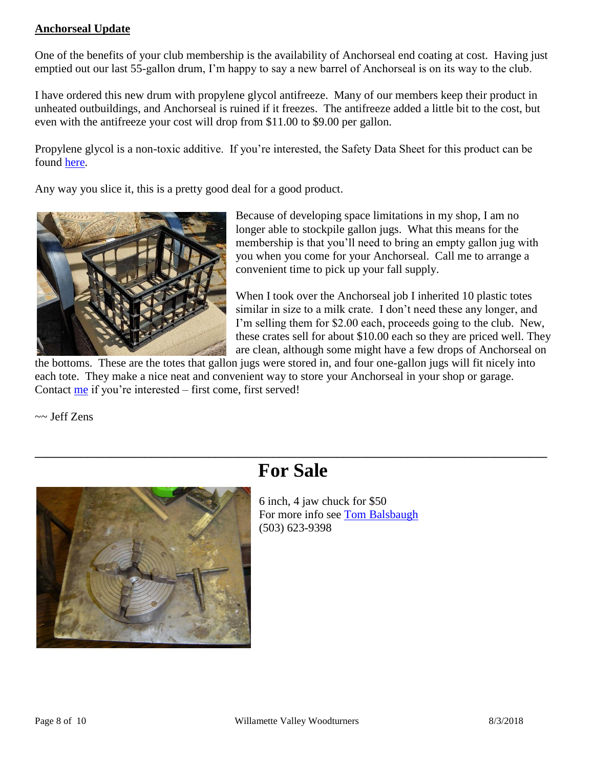## Anchorseal Update

One of the benefits of your club membership is the availability of Anchorseal end coating at cost. Having just emptied out our last 55-gallon drum, I'm happy to say a new barrel of Anchorseal is on its way to the club.

I have ordered this new drum with propylene glycol antifreeze. Many of our members keep their product in unheated outbuildings, and Anchorseal is ruined if it freezes. The antifreeze added a little bit to the cost, but even with the antifreeze your cost will drop from $11.00 to $9.00 per gallon.

Propylene glycol is a non-toxic additive. If you're interested, the Safety Data Sheet for this product can be found here.

Any way you slice it, this is a pretty good deal for a good product.

Because of developing space limitations in my shop, I am no longer able to stockpile gallon jugs. What this means for the membership is that you'll need to bring an empty gallon jug with you when you come for your Anchorseal. Call me to arrange a convenient time to pick up your fall supply.

When I took over the Anchorseal job I inherited 10 plastic totes similar in size to a milk crate. I don't need these any longer, and I'm selling them for $2.00 each, proceeds going to the club. New, these crates sell for about $10.00 each so they are priced well. They are clean, although some might have a few drops of Anchorseal on the bottoms. These are the totes that gallon jugs were stored in, and four one-gallon jugs will fit nicely into each tote. They make a nice neat and convenient way to store your Anchorseal in your shop or garage. Contact me if you're interested – first come, first served!

~~ Jeff Zens

---

# For Sale

6 inch, 4 jaw chuck for $50
For more info see Tom Balsbaugh
(503) 623-9398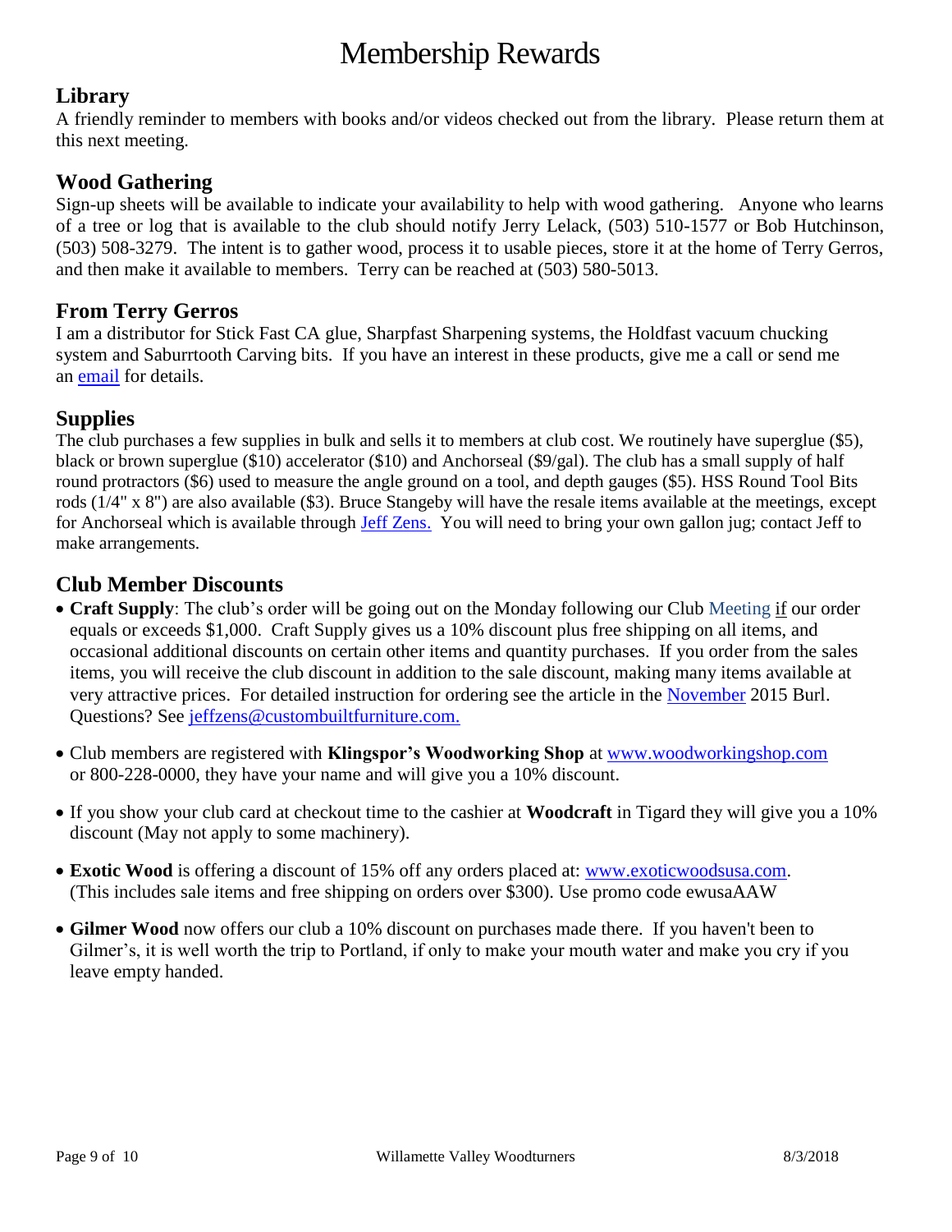# Membership Rewards

## Library

A friendly reminder to members with books and/or videos checked out from the library. Please return them at this next meeting.

## Wood Gathering

Sign-up sheets will be available to indicate your availability to help with wood gathering. Anyone who learns of a tree or log that is available to the club should notify Jerry Lelack, (503) 510-1577 or Bob Hutchinson, (503) 508-3279. The intent is to gather wood, process it to usable pieces, store it at the home of Terry Gerros, and then make it available to members. Terry can be reached at (503) 580-5013.

## From Terry Gerros

I am a distributor for Stick Fast CA glue, Sharpfast Sharpening systems, the Holdfast vacuum chucking system and Saburrtooth Carving bits. If you have an interest in these products, give me a call or send me an email for details.

## Supplies

The club purchases a few supplies in bulk and sells it to members at club cost. We routinely have superglue ($5), black or brown superglue ($10) accelerator ($10) and Anchorseal ($9/gal). The club has a small supply of half round protractors ($6) used to measure the angle ground on a tool, and depth gauges ($5). HSS Round Tool Bits rods (1/4" x 8") are also available ($3). Bruce Stangeby will have the resale items available at the meetings, except for Anchorseal which is available through Jeff Zens. You will need to bring your own gallon jug; contact Jeff to make arrangements.

## Club Member Discounts

- **Craft Supply**: The club's order will be going out on the Monday following our Club Meeting if our order equals or exceeds $1,000. Craft Supply gives us a 10% discount plus free shipping on all items, and occasional additional discounts on certain other items and quantity purchases. If you order from the sales items, you will receive the club discount in addition to the sale discount, making many items available at very attractive prices. For detailed instruction for ordering see the article in the November 2015 Burl. Questions? See jeffzens@custombuiltfurniture.com.
- Club members are registered with **Klingspor's Woodworking Shop** at www.woodworkingshop.com or 800-228-0000, they have your name and will give you a 10% discount.
- If you show your club card at checkout time to the cashier at **Woodcraft** in Tigard they will give you a 10% discount (May not apply to some machinery).
- **Exotic Wood** is offering a discount of 15% off any orders placed at: www.exoticwoodsusa.com. (This includes sale items and free shipping on orders over $300). Use promo code ewusaAAW
- **Gilmer Wood** now offers our club a 10% discount on purchases made there. If you haven't been to Gilmer's, it is well worth the trip to Portland, if only to make your mouth water and make you cry if you leave empty handed.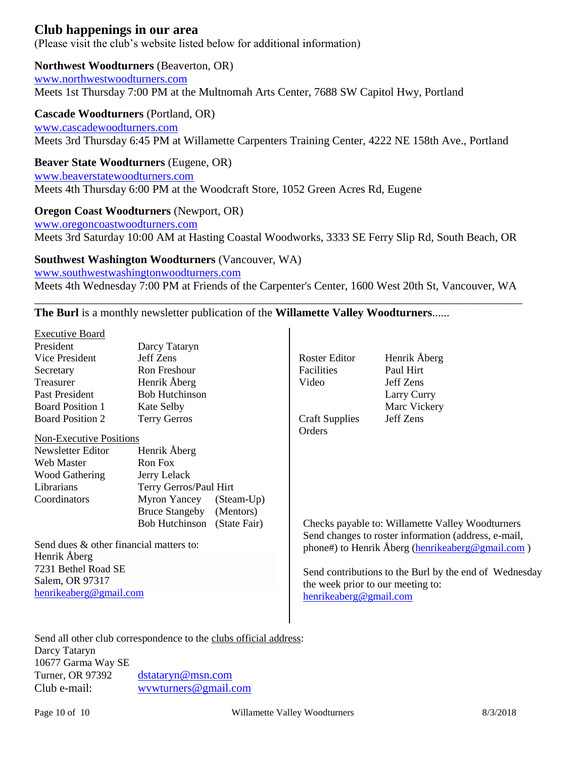## Club happenings in our area

(Please visit the club's website listed below for additional information)

**Northwest Woodturners** (Beaverton, OR)
www.northwestwoodturners.com
Meets 1st Thursday 7:00 PM at the Multnomah Arts Center, 7688 SW Capitol Hwy, Portland

**Cascade Woodturners** (Portland, OR)
www.cascadewoodturners.com
Meets 3rd Thursday 6:45 PM at Willamette Carpenters Training Center, 4222 NE 158th Ave., Portland

**Beaver State Woodturners** (Eugene, OR)
www.beaverstatewoodturners.com
Meets 4th Thursday 6:00 PM at the Woodcraft Store, 1052 Green Acres Rd, Eugene

**Oregon Coast Woodturners** (Newport, OR)
www.oregoncoastwoodturners.com
Meets 3rd Saturday 10:00 AM at Hasting Coastal Woodworks, 3333 SE Ferry Slip Rd, South Beach, OR

**Southwest Washington Woodturners** (Vancouver, WA)
www.southwestwashingtonwoodturners.com
Meets 4th Wednesday 7:00 PM at Friends of the Carpenter's Center, 1600 West 20th St, Vancouver, WA

---

**The Burl** is a monthly newsletter publication of the **Willamette Valley Woodturners**......

Executive Board

| | |
|---|---|
| President | Darcy Tataryn |
| Vice President | Jeff Zens |
| Secretary | Ron Freshour |
| Treasurer | Henrik Åberg |
| Past President | Bob Hutchinson |
| Board Position 1 | Kate Selby |
| Board Position 2 | Terry Gerros |

Non-Executive Positions

| | | |
|---|---|---|
| Newsletter Editor | Henrik Åberg | |
| Web Master | Ron Fox | |
| Wood Gathering | Jerry Lelack | |
| Librarians | Terry Gerros/Paul Hirt | |
| Coordinators | Myron Yancey | (Steam-Up) |
| | Bruce Stangeby | (Mentors) |
| | Bob Hutchinson | (State Fair) |

| | |
|---|---|
| Roster Editor | Henrik Åberg |
| Facilities | Paul Hirt |
| Video | Jeff Zens |
| | Larry Curry |
| | Marc Vickery |
| Craft Supplies Orders | Jeff Zens |

Send dues & other financial matters to:
Henrik Åberg
7231 Bethel Road SE
Salem, OR 97317
henrikeaberg@gmail.com

Checks payable to: Willamette Valley Woodturners
Send changes to roster information (address, e-mail, phone#) to Henrik Åberg (henrikeaberg@gmail.com )

Send contributions to the Burl by the end of Wednesday the week prior to our meeting to:
henrikeaberg@gmail.com

Send all other club correspondence to the clubs official address:
Darcy Tataryn
10677 Garma Way SE
Turner, OR 97392 dstataryn@msn.com
Club e-mail: wvwturners@gmail.com